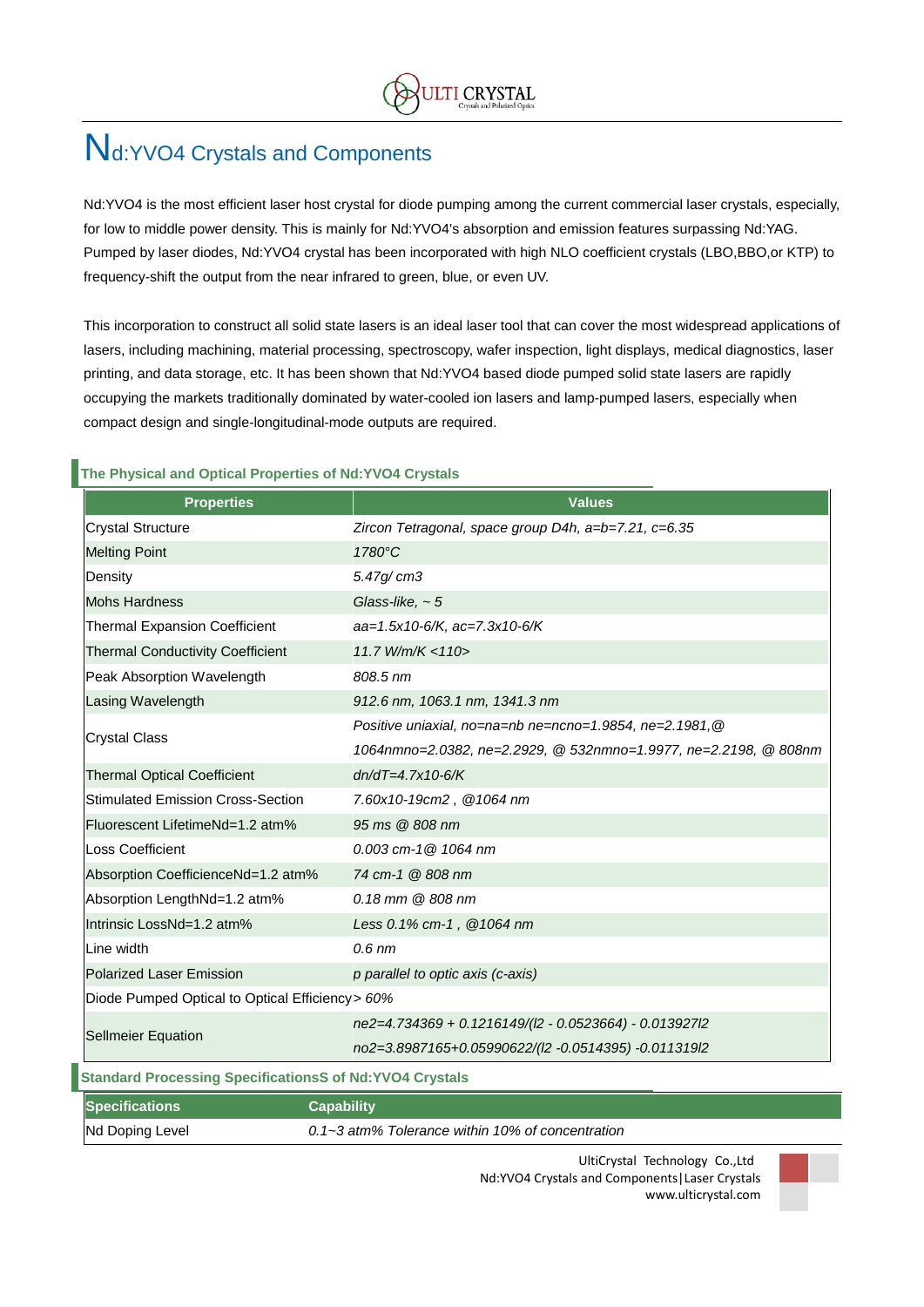# Nd:YVO4 Crystals and Components

Nd:YVO4 is the most efficient laser host crystal for diode pumping among the current commercial laser crystals, especially, for low to middle power density. This is mainly for Nd:YVO4's absorption and emission features surpassing Nd:YAG. Pumped by laser diodes, Nd:YVO4 crystal has been incorporated with high NLO coefficient crystals (LBO,BBO,or KTP) to frequency-shift the output from the near infrared to green, blue, or even UV.

This incorporation to construct all solid state lasers is an ideal laser tool that can cover the most widespread applications of lasers, including machining, material processing, spectroscopy, wafer inspection, light displays, medical diagnostics, laser printing, and data storage, etc. It has been shown that Nd:YVO4 based diode pumped solid state lasers are rapidly occupying the markets traditionally dominated by water-cooled ion lasers and lamp-pumped lasers, especially when compact design and single-longitudinal-mode outputs are required.

## The Physical and Optical Properties of Nd:YVO4 Crystals

| Properties | Values |
|---|---|
| Crystal Structure | *Zircon Tetragonal, space group D4h, a=b=7.21, c=6.35* |
| Melting Point | *1780°C* |
| Density | *5.47g/ cm3* |
| Mohs Hardness | *Glass-like, ~ 5* |
| Thermal Expansion Coefficient | *aa=1.5x10-6/K, ac=7.3x10-6/K* |
| Thermal Conductivity Coefficient | *11.7 W/m/K <110>* |
| Peak Absorption Wavelength | *808.5 nm* |
| Lasing Wavelength | *912.6 nm, 1063.1 nm, 1341.3 nm* |
| Crystal Class | *Positive uniaxial, no=na=nb ne=ncno=1.9854, ne=2.1981,@ 1064nmno=2.0382, ne=2.2929, @ 532nmno=1.9977, ne=2.2198, @ 808nm* |
| Thermal Optical Coefficient | *dn/dT=4.7x10-6/K* |
| Stimulated Emission Cross-Section | *7.60x10-19cm2 , @1064 nm* |
| Fluorescent LifetimeNd=1.2 atm% | *95 ms @ 808 nm* |
| Loss Coefficient | *0.003 cm-1@ 1064 nm* |
| Absorption CoefficienceNd=1.2 atm% | *74 cm-1 @ 808 nm* |
| Absorption LengthNd=1.2 atm% | *0.18 mm @ 808 nm* |
| Intrinsic LossNd=1.2 atm% | *Less 0.1% cm-1 , @1064 nm* |
| Line width | *0.6 nm* |
| Polarized Laser Emission | *p parallel to optic axis (c-axis)* |
| Diode Pumped Optical to Optical Efficiency | *> 60%* |
| Sellmeier Equation | *ne2=4.734369 + 0.1216149/(l2 - 0.0523664) - 0.013927l2 no2=3.8987165+0.05990622/(l2 -0.0514395) -0.011319l2* |

## Standard Processing SpecificationsS of Nd:YVO4 Crystals

| Specifications | Capability |
|---|---|
| Nd Doping Level | *0.1~3 atm% Tolerance within 10% of concentration* |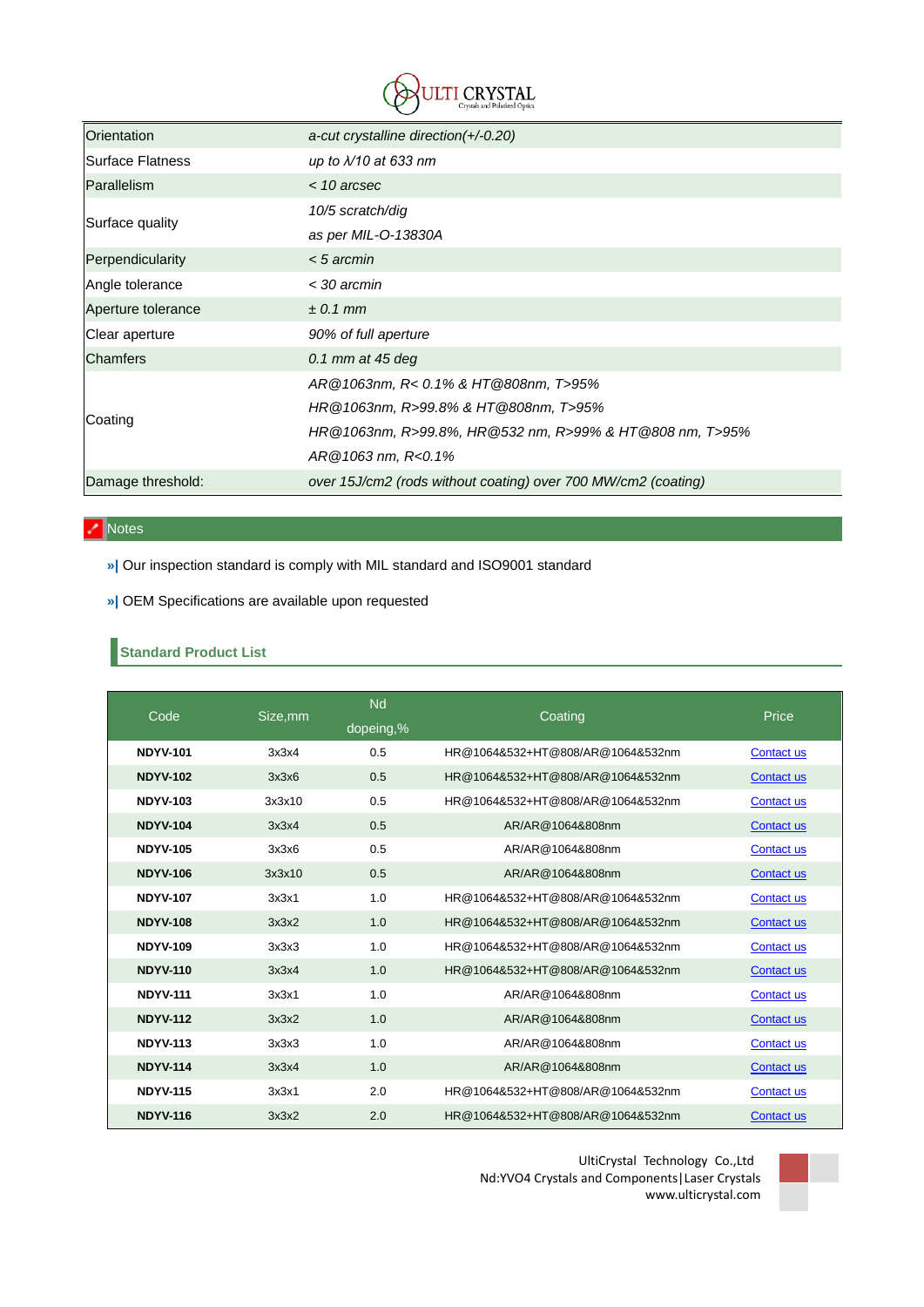| | |
|---|---|
| Orientation | *a-cut crystalline direction(+/-0.20)* |
| Surface Flatness | *up to λ/10 at 633 nm* |
| Parallelism | *< 10 arcsec* |
| Surface quality | *10/5 scratch/dig*<br>*as per MIL-O-13830A* |
| Perpendicularity | *< 5 arcmin* |
| Angle tolerance | *< 30 arcmin* |
| Aperture tolerance | *± 0.1 mm* |
| Clear aperture | *90% of full aperture* |
| Chamfers | *0.1 mm at 45 deg* |
| Coating | *AR@1063nm, R< 0.1% & HT@808nm, T>95%*<br>*HR@1063nm, R>99.8% & HT@808nm, T>95%*<br>*HR@1063nm, R>99.8%, HR@532 nm, R>99% & HT@808 nm, T>95%*<br>*AR@1063 nm, R<0.1%* |
| Damage threshold: | *over 15J/cm2 (rods without coating) over 700 MW/cm2 (coating)* |

## Notes

»| Our inspection standard is comply with MIL standard and ISO9001 standard

»| OEM Specifications are available upon requested

### Standard Product List

| Code | Size,mm | Nd dopeing,% | Coating | Price |
|---|---|---|---|---|
| **NDYV-101** | 3x3x4 | 0.5 | HR@1064&532+HT@808/AR@1064&532nm | Contact us |
| **NDYV-102** | 3x3x6 | 0.5 | HR@1064&532+HT@808/AR@1064&532nm | Contact us |
| **NDYV-103** | 3x3x10 | 0.5 | HR@1064&532+HT@808/AR@1064&532nm | Contact us |
| **NDYV-104** | 3x3x4 | 0.5 | AR/AR@1064&808nm | Contact us |
| **NDYV-105** | 3x3x6 | 0.5 | AR/AR@1064&808nm | Contact us |
| **NDYV-106** | 3x3x10 | 0.5 | AR/AR@1064&808nm | Contact us |
| **NDYV-107** | 3x3x1 | 1.0 | HR@1064&532+HT@808/AR@1064&532nm | Contact us |
| **NDYV-108** | 3x3x2 | 1.0 | HR@1064&532+HT@808/AR@1064&532nm | Contact us |
| **NDYV-109** | 3x3x3 | 1.0 | HR@1064&532+HT@808/AR@1064&532nm | Contact us |
| **NDYV-110** | 3x3x4 | 1.0 | HR@1064&532+HT@808/AR@1064&532nm | Contact us |
| **NDYV-111** | 3x3x1 | 1.0 | AR/AR@1064&808nm | Contact us |
| **NDYV-112** | 3x3x2 | 1.0 | AR/AR@1064&808nm | Contact us |
| **NDYV-113** | 3x3x3 | 1.0 | AR/AR@1064&808nm | Contact us |
| **NDYV-114** | 3x3x4 | 1.0 | AR/AR@1064&808nm | Contact us |
| **NDYV-115** | 3x3x1 | 2.0 | HR@1064&532+HT@808/AR@1064&532nm | Contact us |
| **NDYV-116** | 3x3x2 | 2.0 | HR@1064&532+HT@808/AR@1064&532nm | Contact us |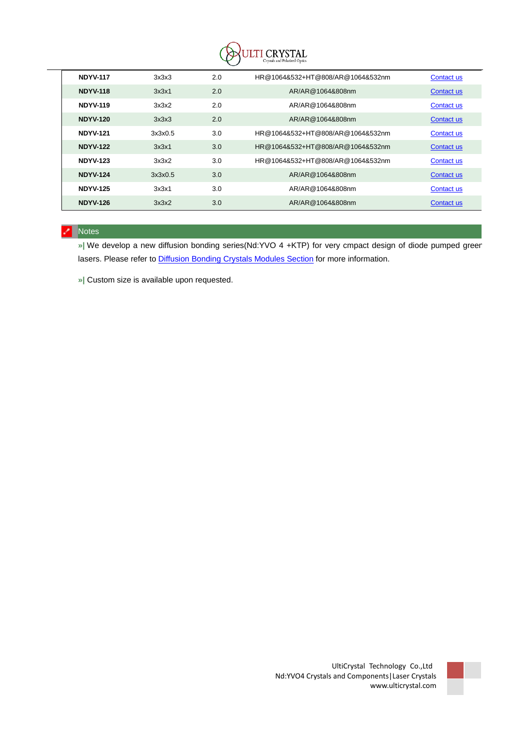| | | | | |
|---|---|---|---|---|
| **NDYV-117** | 3x3x3 | 2.0 | HR@1064&532+HT@808/AR@1064&532nm | Contact us |
| **NDYV-118** | 3x3x1 | 2.0 | AR/AR@1064&808nm | Contact us |
| **NDYV-119** | 3x3x2 | 2.0 | AR/AR@1064&808nm | Contact us |
| **NDYV-120** | 3x3x3 | 2.0 | AR/AR@1064&808nm | Contact us |
| **NDYV-121** | 3x3x0.5 | 3.0 | HR@1064&532+HT@808/AR@1064&532nm | Contact us |
| **NDYV-122** | 3x3x1 | 3.0 | HR@1064&532+HT@808/AR@1064&532nm | Contact us |
| **NDYV-123** | 3x3x2 | 3.0 | HR@1064&532+HT@808/AR@1064&532nm | Contact us |
| **NDYV-124** | 3x3x0.5 | 3.0 | AR/AR@1064&808nm | Contact us |
| **NDYV-125** | 3x3x1 | 3.0 | AR/AR@1064&808nm | Contact us |
| **NDYV-126** | 3x3x2 | 3.0 | AR/AR@1064&808nm | Contact us |

## Notes

»| We develop a new diffusion bonding series(Nd:YVO 4 +KTP) for very cmpact design of diode pumped green lasers. Please refer to Diffusion Bonding Crystals Modules Section for more information.

»| Custom size is available upon requested.